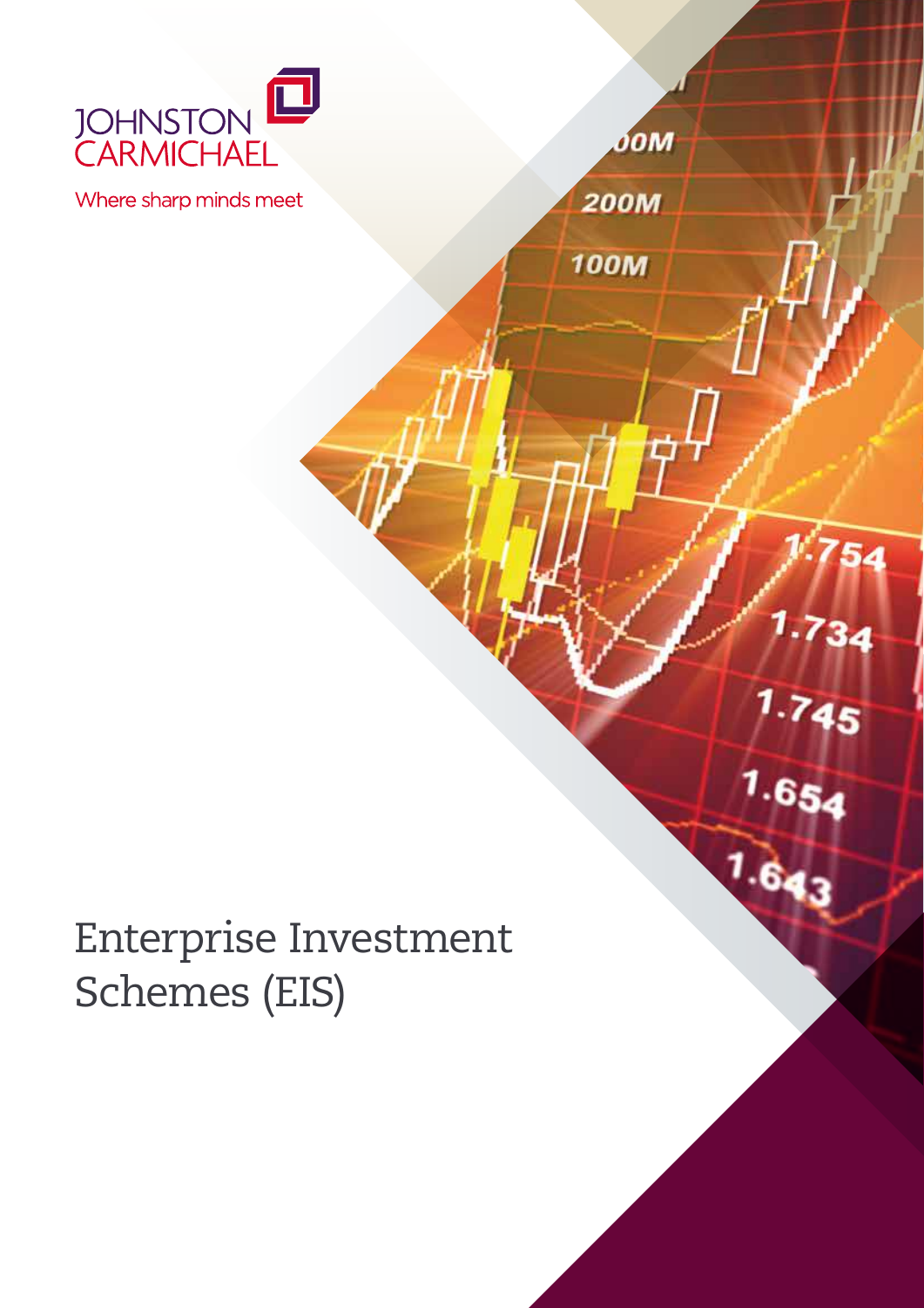JOHNSTON CARMICHAEL

Where sharp minds meet

# Enterprise Investment Schemes (EIS)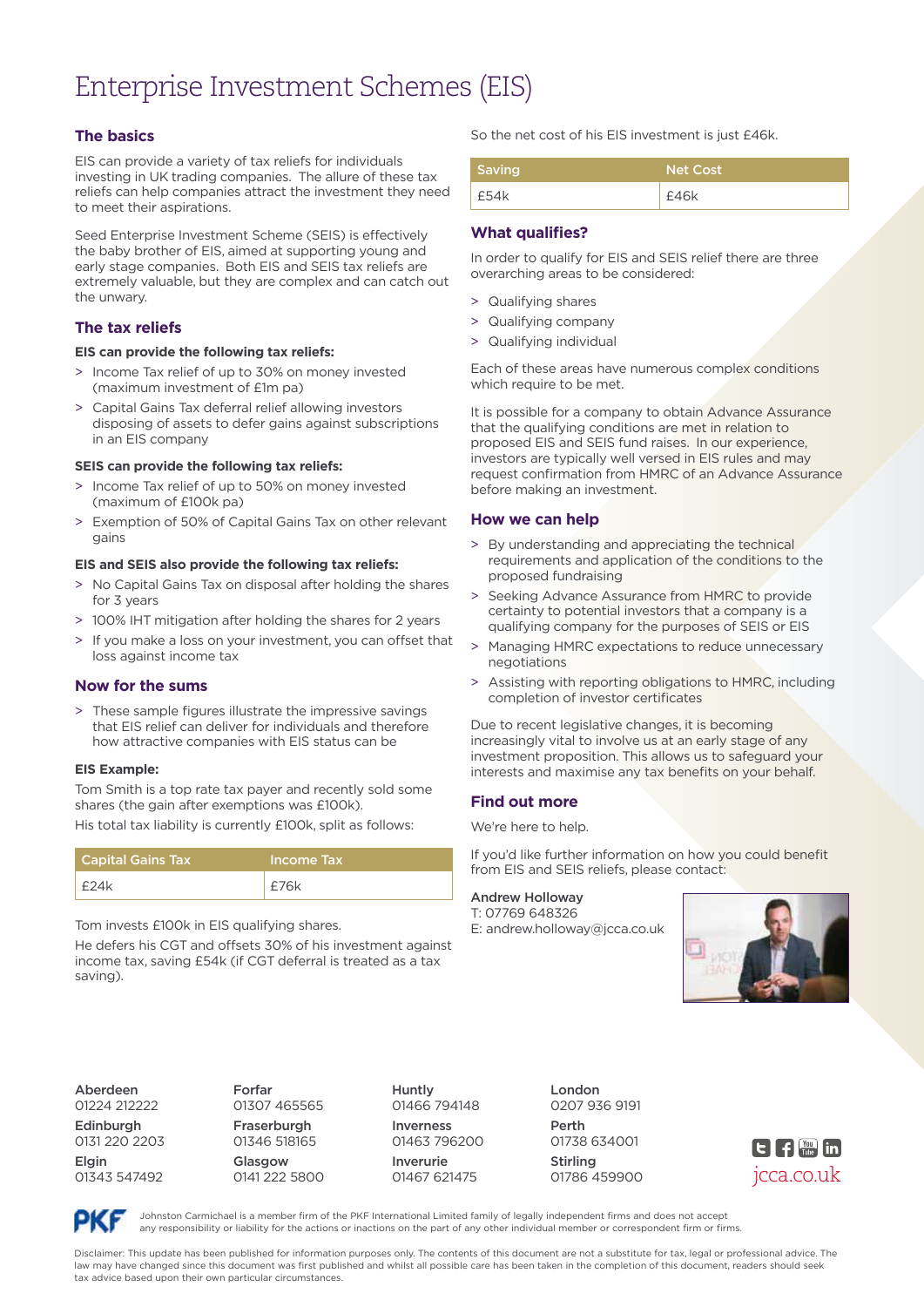# Enterprise Investment Schemes (EIS)

## The basics

EIS can provide a variety of tax reliefs for individuals investing in UK trading companies. The allure of these tax reliefs can help companies attract the investment they need to meet their aspirations.

Seed Enterprise Investment Scheme (SEIS) is effectively the baby brother of EIS, aimed at supporting young and early stage companies. Both EIS and SEIS tax reliefs are extremely valuable, but they are complex and can catch out the unwary.

## The tax reliefs

**EIS can provide the following tax reliefs:**

> Income Tax relief of up to 30% on money invested (maximum investment of £1m pa)

> Capital Gains Tax deferral relief allowing investors disposing of assets to defer gains against subscriptions in an EIS company

**SEIS can provide the following tax reliefs:**

> Income Tax relief of up to 50% on money invested (maximum of £100k pa)

> Exemption of 50% of Capital Gains Tax on other relevant gains

**EIS and SEIS also provide the following tax reliefs:**

> No Capital Gains Tax on disposal after holding the shares for 3 years

> 100% IHT mitigation after holding the shares for 2 years

> If you make a loss on your investment, you can offset that loss against income tax

## Now for the sums

> These sample figures illustrate the impressive savings that EIS relief can deliver for individuals and therefore how attractive companies with EIS status can be

**EIS Example:**

Tom Smith is a top rate tax payer and recently sold some shares (the gain after exemptions was £100k).

His total tax liability is currently £100k, split as follows:

| Capital Gains Tax | Income Tax |
|---|---|
| £24k | £76k |

Tom invests £100k in EIS qualifying shares.

He defers his CGT and offsets 30% of his investment against income tax, saving £54k (if CGT deferral is treated as a tax saving).

So the net cost of his EIS investment is just £46k.

| Saving | Net Cost |
|---|---|
| £54k | £46k |

## What qualifies?

In order to qualify for EIS and SEIS relief there are three overarching areas to be considered:

> Qualifying shares

> Qualifying company

> Qualifying individual

Each of these areas have numerous complex conditions which require to be met.

It is possible for a company to obtain Advance Assurance that the qualifying conditions are met in relation to proposed EIS and SEIS fund raises. In our experience, investors are typically well versed in EIS rules and may request confirmation from HMRC of an Advance Assurance before making an investment.

## How we can help

> By understanding and appreciating the technical requirements and application of the conditions to the proposed fundraising

> Seeking Advance Assurance from HMRC to provide certainty to potential investors that a company is a qualifying company for the purposes of SEIS or EIS

> Managing HMRC expectations to reduce unnecessary negotiations

> Assisting with reporting obligations to HMRC, including completion of investor certificates

Due to recent legislative changes, it is becoming increasingly vital to involve us at an early stage of any investment proposition. This allows us to safeguard your interests and maximise any tax benefits on your behalf.

## Find out more

We're here to help.

If you'd like further information on how you could benefit from EIS and SEIS reliefs, please contact:

**Andrew Holloway**
T: 07769 648326
E: andrew.holloway@jcca.co.uk

**Aberdeen**
01224 212222

**Edinburgh**
0131 220 2203

**Elgin**
01343 547492

**Forfar**
01307 465565

**Fraserburgh**
01346 518165

**Glasgow**
0141 222 5800

**Huntly**
01466 794148

**Inverness**
01463 796200

**Inverurie**
01467 621475

**London**
0207 936 9191

**Perth**
01738 634001

**Stirling**
01786 459900

jcca.co.uk

Johnston Carmichael is a member firm of the PKF International Limited family of legally independent firms and does not accept any responsibility or liability for the actions or inactions on the part of any other individual member or correspondent firm or firms.

Disclaimer: This update has been published for information purposes only. The contents of this document are not a substitute for tax, legal or professional advice. The law may have changed since this document was first published and whilst all possible care has been taken in the completion of this document, readers should seek tax advice based upon their own particular circumstances.